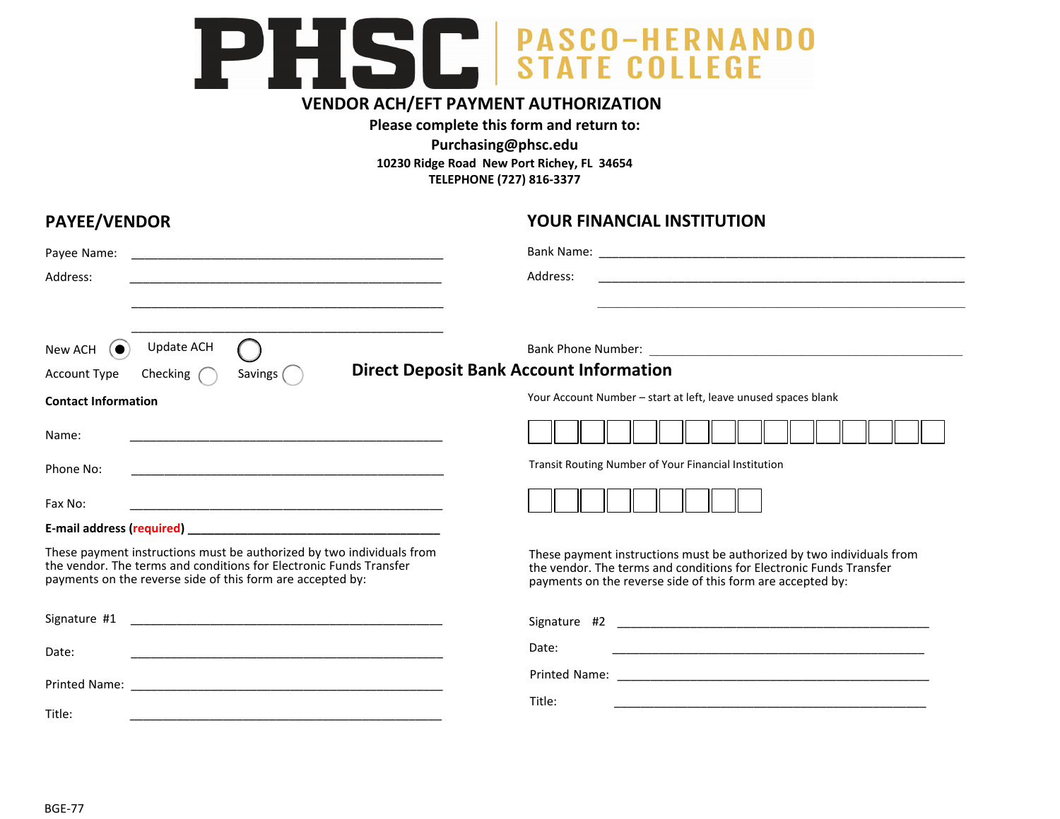# PHSC | PASCO-HERNANDO STATE COLLEGE

## VENDOR ACH/EFT PAYMENT AUTHORIZATION

**Please complete this form and return to:**

**Purchasing@phsc.edu**

**10230 Ridge Road New Port Richey, FL 34654**

**TELEPHONE (727) 816-3377**

## PAYEE/VENDOR

Payee Name: ______________________________________________

Address: ______________________________________________

______________________________________________

______________________________________________

New ACH ◉ Update ACH ○

Account Type Checking ○ Savings ○

**Contact Information**

Name: ______________________________________________

Phone No: ______________________________________________

Fax No: ______________________________________________

**E-mail address (required)** ______________________________________

These payment instructions must be authorized by two individuals from the vendor. The terms and conditions for Electronic Funds Transfer payments on the reverse side of this form are accepted by:

Signature #1 ______________________________________________

Date: ______________________________________________

Printed Name: ______________________________________________

Title: ______________________________________________

## YOUR FINANCIAL INSTITUTION

Bank Name: ______________________________________________

Address: ______________________________________________

______________________________________________

Bank Phone Number: ______________________________________________

## Direct Deposit Bank Account Information

Your Account Number – start at left, leave unused spaces blank

| | | | | | | | | | | | | | | | |
|---|---|---|---|---|---|---|---|---|---|---|---|---|---|---|---|

Transit Routing Number of Your Financial Institution

| | | | | | | | | |
|---|---|---|---|---|---|---|---|---|

These payment instructions must be authorized by two individuals from the vendor. The terms and conditions for Electronic Funds Transfer payments on the reverse side of this form are accepted by:

Signature #2 ______________________________________________

Date: ______________________________________________

Printed Name: ______________________________________________

Title: ______________________________________________

BGE-77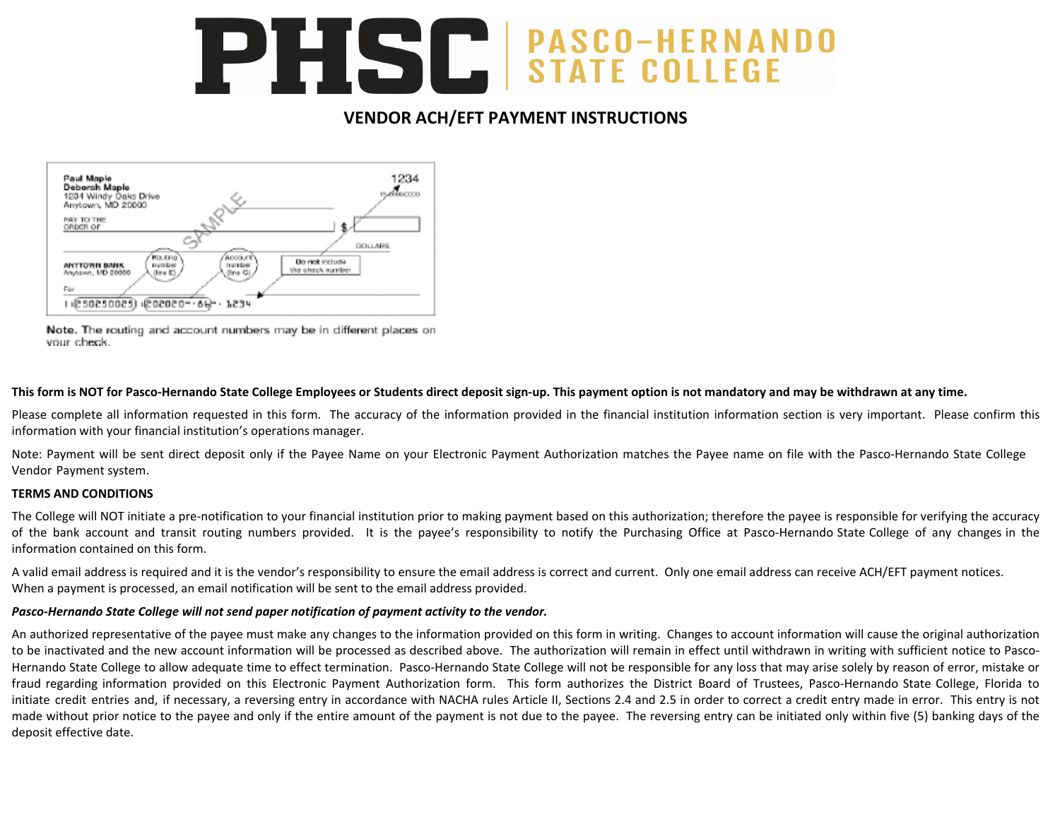# PHSC | PASCO–HERNANDO STATE COLLEGE

## VENDOR ACH/EFT PAYMENT INSTRUCTIONS

Paul Maple
Deborah Maple
1234 Windy Oaks Drive
Anytown, MD 20000

1234

PAY TO THE ORDER OF $

DOLLARS

SAMPLE

ANYTOWN BANK
Anytown, MD 20000

Routing number (line E)

Account number (line G)

Do not include the check number

For

250250025 202020-86 1234

Note. The routing and account numbers may be in different places on your check.

**This form is NOT for Pasco-Hernando State College Employees or Students direct deposit sign-up. This payment option is not mandatory and may be withdrawn at any time.**

Please complete all information requested in this form. The accuracy of the information provided in the financial institution information section is very important. Please confirm this information with your financial institution's operations manager.

Note: Payment will be sent direct deposit only if the Payee Name on your Electronic Payment Authorization matches the Payee name on file with the Pasco-Hernando State College Vendor Payment system.

**TERMS AND CONDITIONS**

The College will NOT initiate a pre-notification to your financial institution prior to making payment based on this authorization; therefore the payee is responsible for verifying the accuracy of the bank account and transit routing numbers provided. It is the payee's responsibility to notify the Purchasing Office at Pasco-Hernando State College of any changes in the information contained on this form.

A valid email address is required and it is the vendor's responsibility to ensure the email address is correct and current. Only one email address can receive ACH/EFT payment notices. When a payment is processed, an email notification will be sent to the email address provided.

***Pasco-Hernando State College will not send paper notification of payment activity to the vendor.***

An authorized representative of the payee must make any changes to the information provided on this form in writing. Changes to account information will cause the original authorization to be inactivated and the new account information will be processed as described above. The authorization will remain in effect until withdrawn in writing with sufficient notice to Pasco-Hernando State College to allow adequate time to effect termination. Pasco-Hernando State College will not be responsible for any loss that may arise solely by reason of error, mistake or fraud regarding information provided on this Electronic Payment Authorization form. This form authorizes the District Board of Trustees, Pasco-Hernando State College, Florida to initiate credit entries and, if necessary, a reversing entry in accordance with NACHA rules Article II, Sections 2.4 and 2.5 in order to correct a credit entry made in error. This entry is not made without prior notice to the payee and only if the entire amount of the payment is not due to the payee. The reversing entry can be initiated only within five (5) banking days of the deposit effective date.